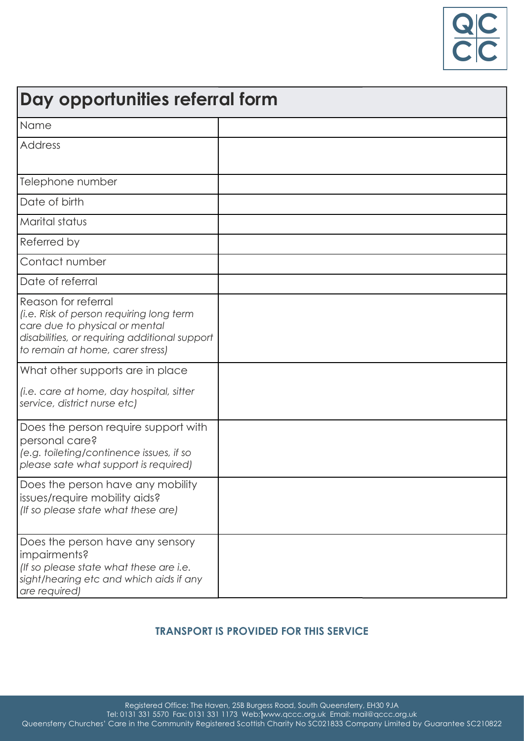# Day opportunities referral form

| Field | |
|---|---|
| Name | |
| Address | |
| Telephone number | |
| Date of birth | |
| Marital status | |
| Referred by | |
| Contact number | |
| Date of referral | |
| Reason for referral *(i.e. Risk of person requiring long term care due to physical or mental disabilities, or requiring additional support to remain at home, carer stress)* | |
| What other supports are in place *(i.e. care at home, day hospital, sitter service, district nurse etc)* | |
| Does the person require support with personal care? *(e.g. toileting/continence issues, if so please sate what support is required)* | |
| Does the person have any mobility issues/require mobility aids? *(If so please state what these are)* | |
| Does the person have any sensory impairments? *(If so please state what these are i.e. sight/hearing etc and which aids if any are required)* | |

**TRANSPORT IS PROVIDED FOR THIS SERVICE**

Registered Office: The Haven, 25B Burgess Road, South Queensferry, EH30 9JA
Tel: 0131 331 5570 Fax: 0131 331 1173 Web: www.qccc.org.uk Email: mail@qccc.org.uk
Queensferry Churches' Care in the Community Registered Scottish Charity No SC021833 Company Limited by Guarantee SC210822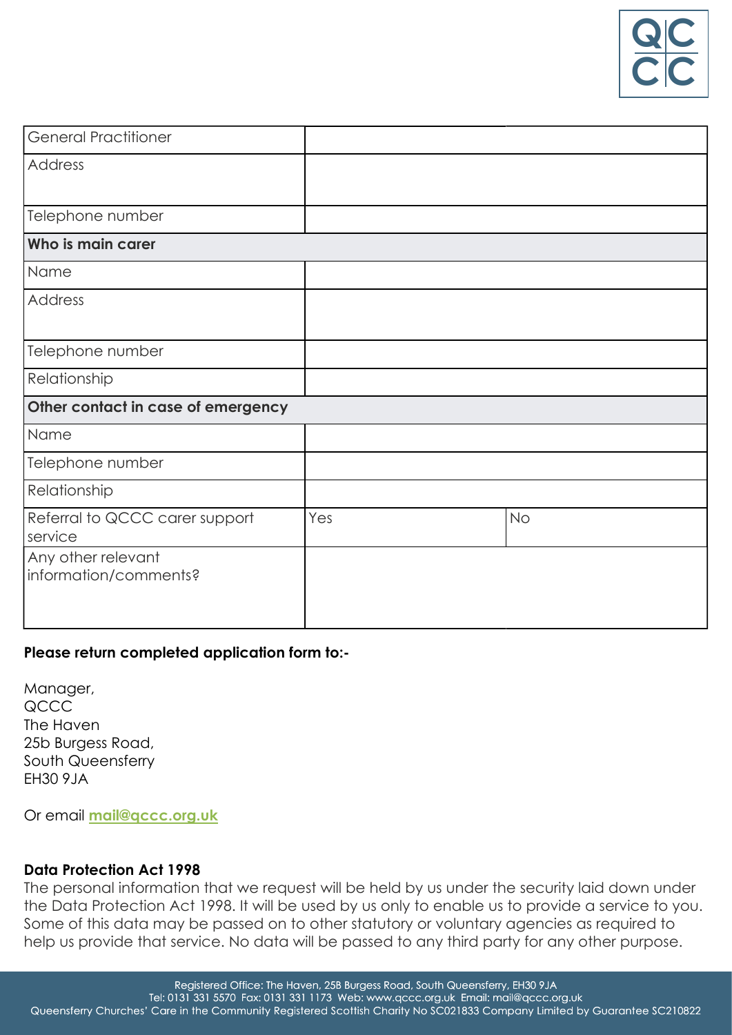| | | |
|---|---|---|
| General Practitioner | | |
| Address | | |
| Telephone number | | |
| **Who is main carer** | | |
| Name | | |
| Address | | |
| Telephone number | | |
| Relationship | | |
| **Other contact in case of emergency** | | |
| Name | | |
| Telephone number | | |
| Relationship | | |
| Referral to QCCC carer support service | Yes | No |
| Any other relevant information/comments? | | |

**Please return completed application form to:-**

Manager,
QCCC
The Haven
25b Burgess Road,
South Queensferry
EH30 9JA

Or email **mail@qccc.org.uk**

**Data Protection Act 1998**

The personal information that we request will be held by us under the security laid down under the Data Protection Act 1998. It will be used by us only to enable us to provide a service to you. Some of this data may be passed on to other statutory or voluntary agencies as required to help us provide that service. No data will be passed to any third party for any other purpose.